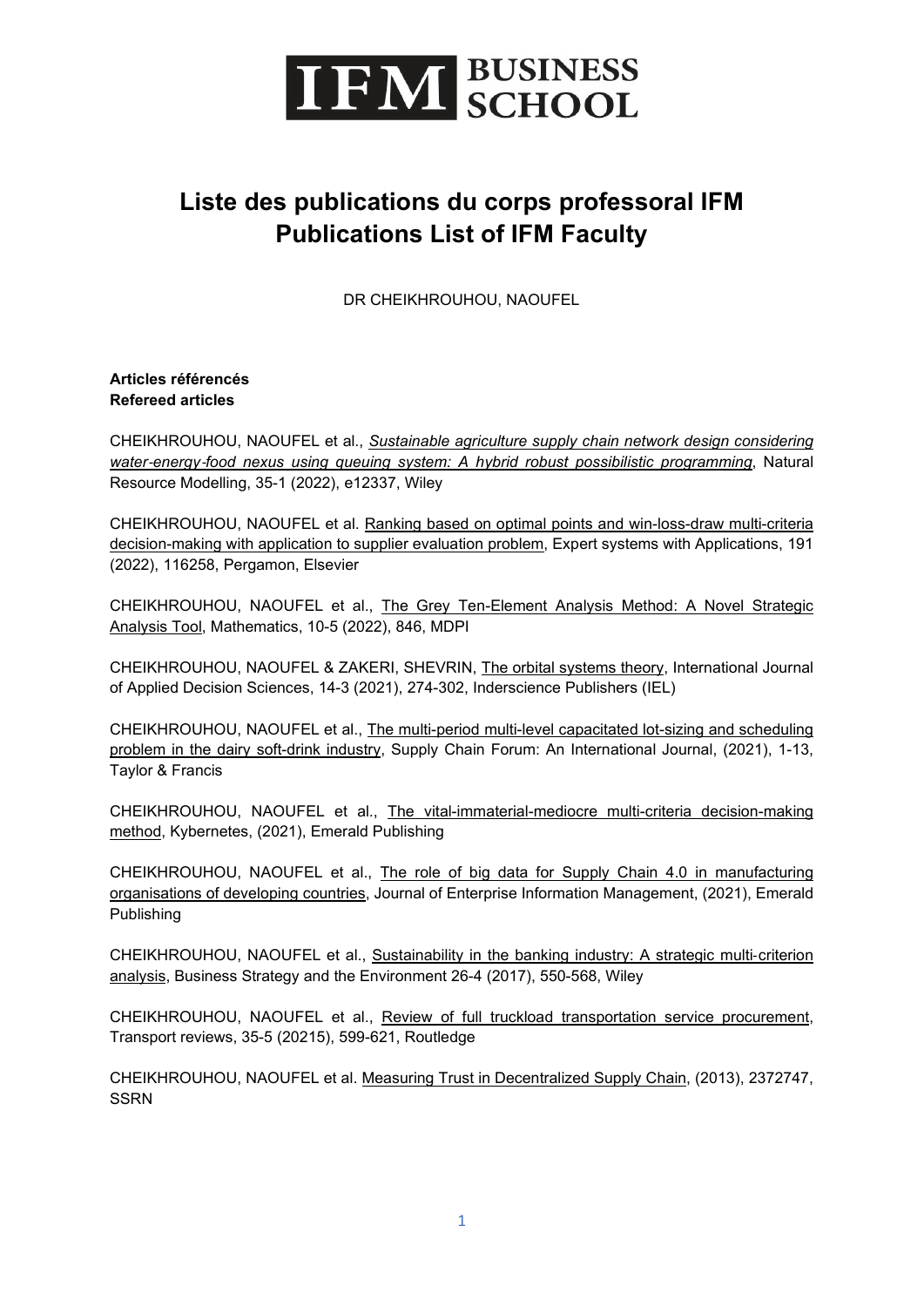IFM BUSINESS SCHOOL

# Liste des publications du corps professoral IFM
# Publications List of IFM Faculty

DR CHEIKHROUHOU, NAOUFEL

**Articles référencés**
**Refereed articles**

CHEIKHROUHOU, NAOUFEL et al., *Sustainable agriculture supply chain network design considering water-energy-food nexus using queuing system: A hybrid robust possibilistic programming*, Natural Resource Modelling, 35-1 (2022), e12337, Wiley

CHEIKHROUHOU, NAOUFEL et al. Ranking based on optimal points and win-loss-draw multi-criteria decision-making with application to supplier evaluation problem, Expert systems with Applications, 191 (2022), 116258, Pergamon, Elsevier

CHEIKHROUHOU, NAOUFEL et al., The Grey Ten-Element Analysis Method: A Novel Strategic Analysis Tool, Mathematics, 10-5 (2022), 846, MDPI

CHEIKHROUHOU, NAOUFEL & ZAKERI, SHEVRIN, The orbital systems theory, International Journal of Applied Decision Sciences, 14-3 (2021), 274-302, Inderscience Publishers (IEL)

CHEIKHROUHOU, NAOUFEL et al., The multi-period multi-level capacitated lot-sizing and scheduling problem in the dairy soft-drink industry, Supply Chain Forum: An International Journal, (2021), 1-13, Taylor & Francis

CHEIKHROUHOU, NAOUFEL et al., The vital-immaterial-mediocre multi-criteria decision-making method, Kybernetes, (2021), Emerald Publishing

CHEIKHROUHOU, NAOUFEL et al., The role of big data for Supply Chain 4.0 in manufacturing organisations of developing countries, Journal of Enterprise Information Management, (2021), Emerald Publishing

CHEIKHROUHOU, NAOUFEL et al., Sustainability in the banking industry: A strategic multi-criterion analysis, Business Strategy and the Environment 26-4 (2017), 550-568, Wiley

CHEIKHROUHOU, NAOUFEL et al., Review of full truckload transportation service procurement, Transport reviews, 35-5 (20215), 599-621, Routledge

CHEIKHROUHOU, NAOUFEL et al. Measuring Trust in Decentralized Supply Chain, (2013), 2372747, SSRN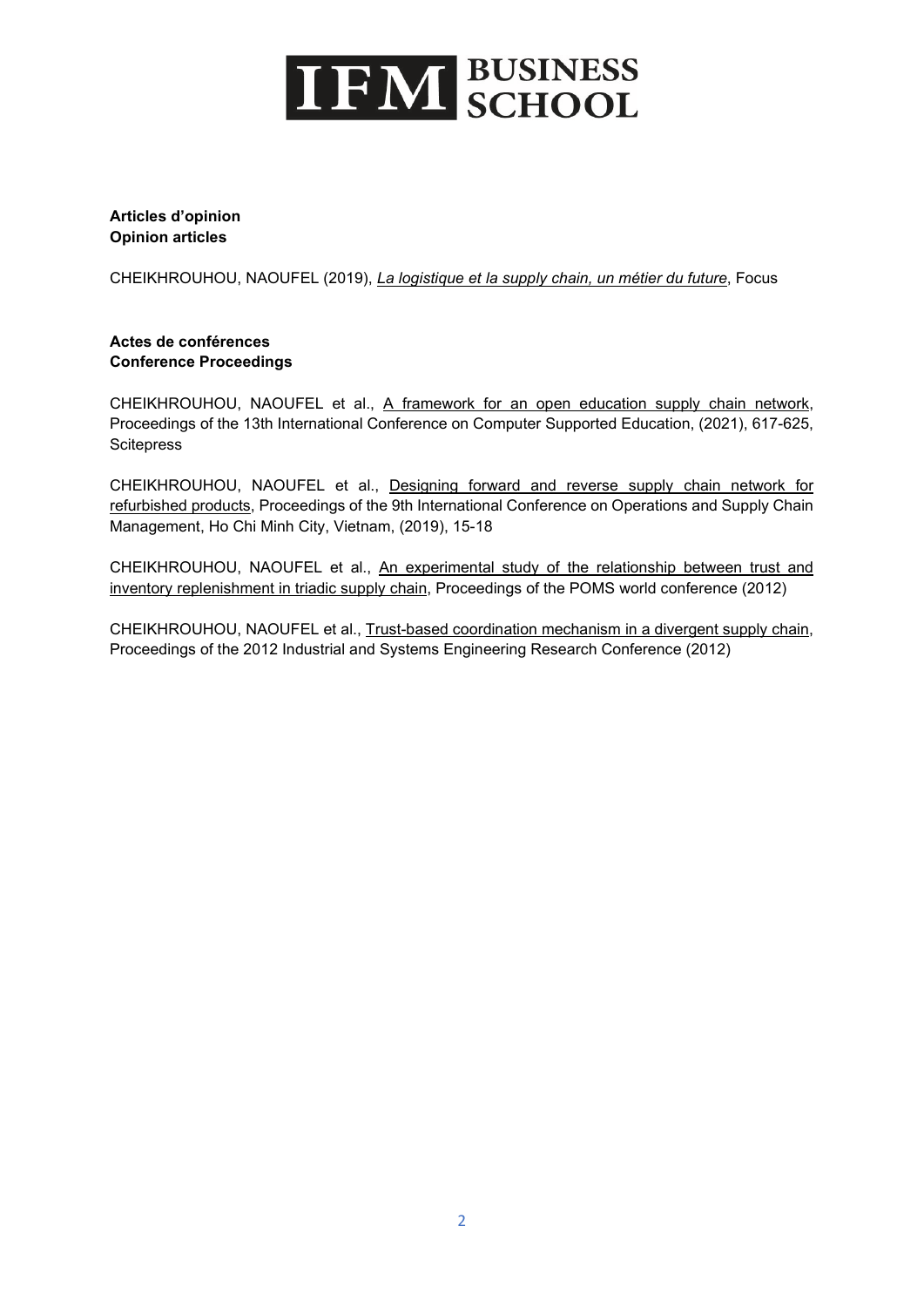**Articles d'opinion**
**Opinion articles**

CHEIKHROUHOU, NAOUFEL (2019), *La logistique et la supply chain, un métier du future*, Focus

**Actes de conférences**
**Conference Proceedings**

CHEIKHROUHOU, NAOUFEL et al., A framework for an open education supply chain network, Proceedings of the 13th International Conference on Computer Supported Education, (2021), 617-625, Scitepress

CHEIKHROUHOU, NAOUFEL et al., Designing forward and reverse supply chain network for refurbished products, Proceedings of the 9th International Conference on Operations and Supply Chain Management, Ho Chi Minh City, Vietnam, (2019), 15-18

CHEIKHROUHOU, NAOUFEL et al., An experimental study of the relationship between trust and inventory replenishment in triadic supply chain, Proceedings of the POMS world conference (2012)

CHEIKHROUHOU, NAOUFEL et al., Trust-based coordination mechanism in a divergent supply chain, Proceedings of the 2012 Industrial and Systems Engineering Research Conference (2012)